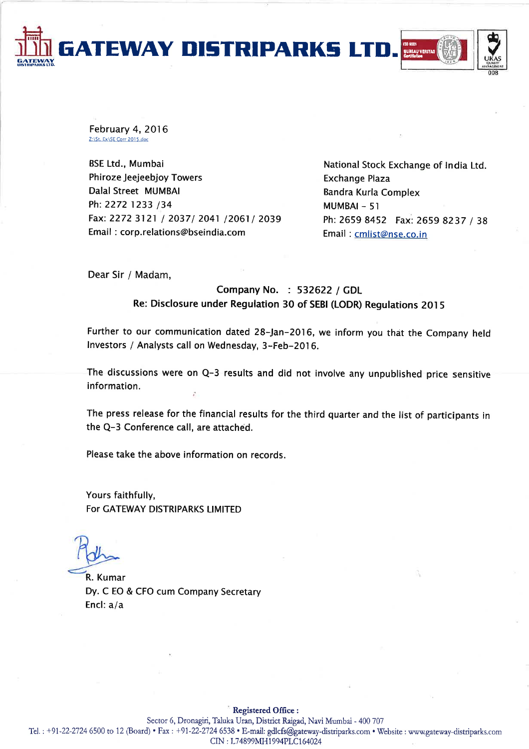# GATEWAY DISTRIPARKS LTD.

February 4, 2016
Z:\St. Ex\SE Corr 2015.doc

BSE Ltd., Mumbai
Phiroze Jeejeebjoy Towers
Dalal Street MUMBAI
Ph: 2272 1233 /34
Fax: 2272 3121 / 2037/ 2041 /2061/ 2039
Email : corp.relations@bseindia.com

National Stock Exchange of India Ltd.
Exchange Plaza
Bandra Kurla Complex
MUMBAI – 51
Ph: 2659 8452 Fax: 2659 8237 / 38
Email : cmlist@nse.co.in

Dear Sir / Madam,

**Company No. : 532622 / GDL**
**Re: Disclosure under Regulation 30 of SEBI (LODR) Regulations 2015**

Further to our communication dated 28-Jan-2016, we inform you that the Company held Investors / Analysts call on Wednesday, 3-Feb-2016.

The discussions were on Q-3 results and did not involve any unpublished price sensitive information.

The press release for the financial results for the third quarter and the list of participants in the Q-3 Conference call, are attached.

Please take the above information on records.

Yours faithfully,
For GATEWAY DISTRIPARKS LIMITED

R. Kumar
Dy. C EO & CFO cum Company Secretary
Encl: a/a

**Registered Office :**
Sector 6, Dronagiri, Taluka Uran, District Raigad, Navi Mumbai - 400 707
Tel. : +91-22-2724 6500 to 12 (Board) • Fax : +91-22-2724 6538 • E-mail: gdlcfs@gateway-distriparks.com • Website : www.gateway-distriparks.com
CIN : L74899MH1994PLC164024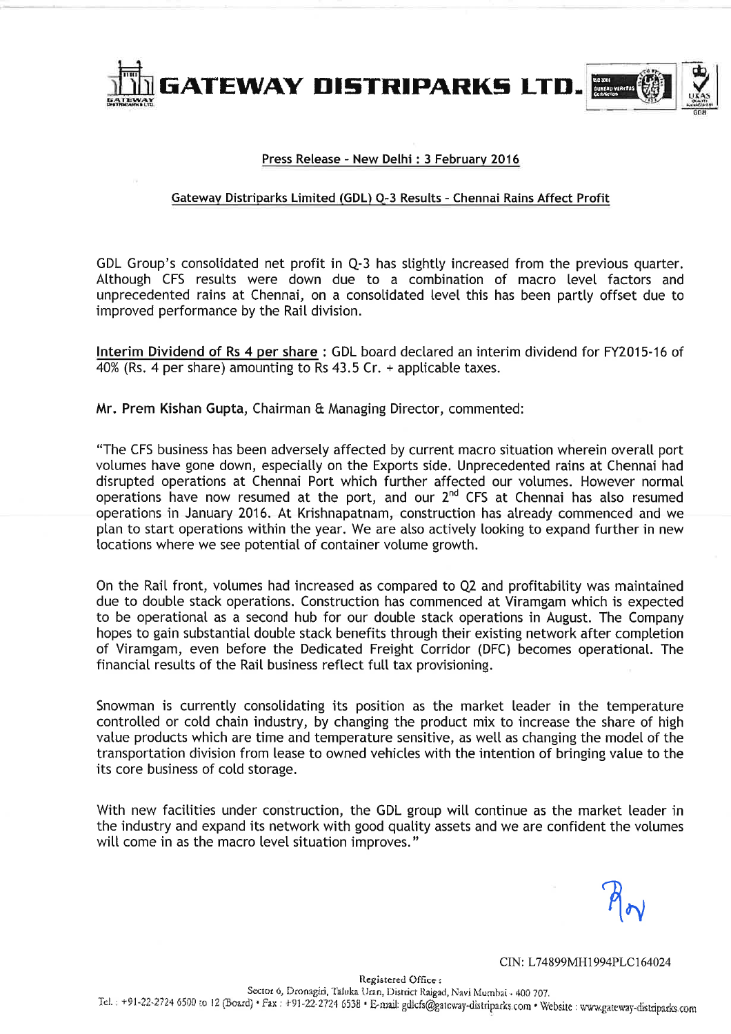# GATEWAY DISTRIPARKS LTD.

Press Release - New Delhi : 3 February 2016

Gateway Distriparks Limited (GDL) Q-3 Results - Chennai Rains Affect Profit

GDL Group's consolidated net profit in Q-3 has slightly increased from the previous quarter. Although CFS results were down due to a combination of macro level factors and unprecedented rains at Chennai, on a consolidated level this has been partly offset due to improved performance by the Rail division.

**Interim Dividend of Rs 4 per share** : GDL board declared an interim dividend for FY2015-16 of 40% (Rs. 4 per share) amounting to Rs 43.5 Cr. + applicable taxes.

**Mr. Prem Kishan Gupta**, Chairman & Managing Director, commented:

"The CFS business has been adversely affected by current macro situation wherein overall port volumes have gone down, especially on the Exports side. Unprecedented rains at Chennai had disrupted operations at Chennai Port which further affected our volumes. However normal operations have now resumed at the port, and our 2nd CFS at Chennai has also resumed operations in January 2016. At Krishnapatnam, construction has already commenced and we plan to start operations within the year. We are also actively looking to expand further in new locations where we see potential of container volume growth.

On the Rail front, volumes had increased as compared to Q2 and profitability was maintained due to double stack operations. Construction has commenced at Viramgam which is expected to be operational as a second hub for our double stack operations in August. The Company hopes to gain substantial double stack benefits through their existing network after completion of Viramgam, even before the Dedicated Freight Corridor (DFC) becomes operational. The financial results of the Rail business reflect full tax provisioning.

Snowman is currently consolidating its position as the market leader in the temperature controlled or cold chain industry, by changing the product mix to increase the share of high value products which are time and temperature sensitive, as well as changing the model of the transportation division from lease to owned vehicles with the intention of bringing value to the its core business of cold storage.

With new facilities under construction, the GDL group will continue as the market leader in the industry and expand its network with good quality assets and we are confident the volumes will come in as the macro level situation improves."

CIN: L74899MH1994PLC164024

Registered Office : Sector 6, Dronagiri, Taluka Uran, District Raigad, Navi Mumbai - 400 707.

Tel. : +91-22-2724 6500 to 12 (Board) • Fax : +91-22-2724 6538 • E-mail: gdlcfs@gateway-distriparks.com • Website : www.gateway-distriparks.com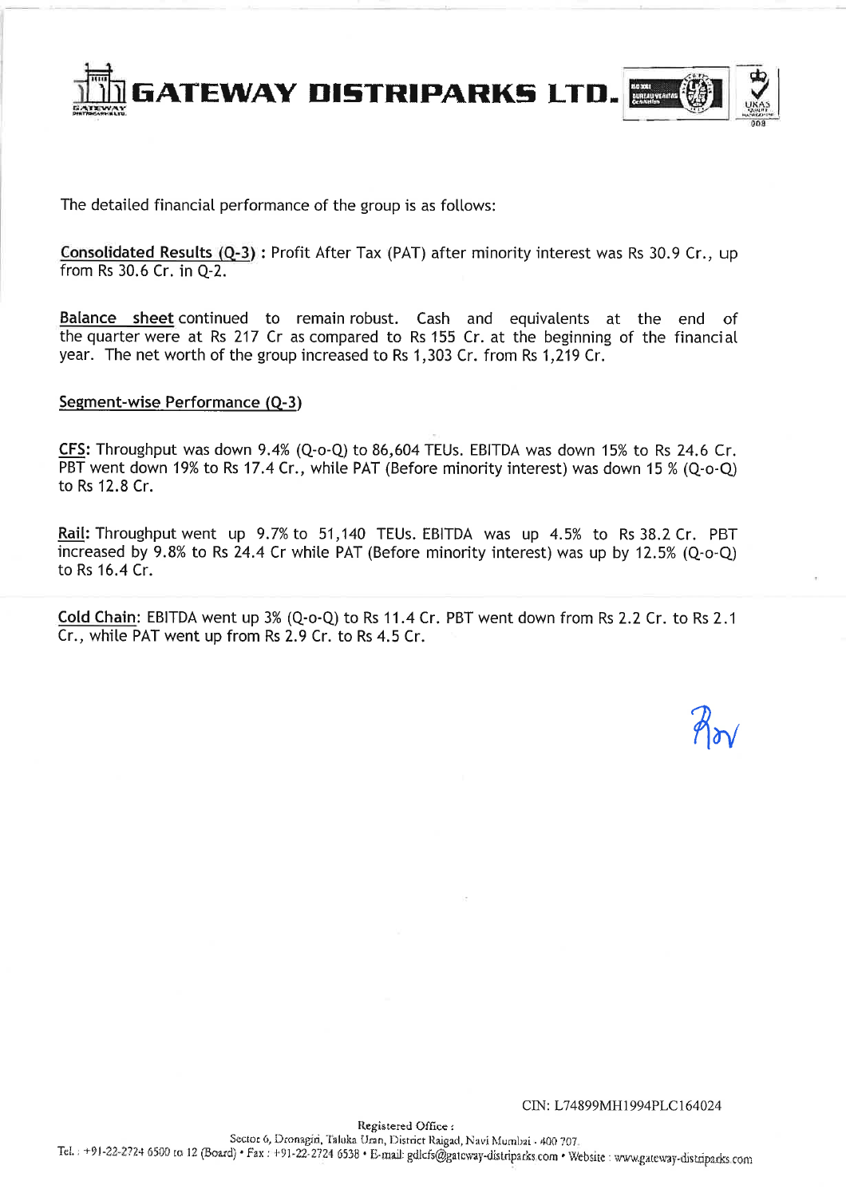The detailed financial performance of the group is as follows:

**Consolidated Results (Q-3)** : Profit After Tax (PAT) after minority interest was Rs 30.9 Cr., up from Rs 30.6 Cr. in Q-2.

**Balance sheet** continued to remain robust. Cash and equivalents at the end of the quarter were at Rs 217 Cr as compared to Rs 155 Cr. at the beginning of the financial year. The net worth of the group increased to Rs 1,303 Cr. from Rs 1,219 Cr.

**Segment-wise Performance (Q-3)**

**CFS**: Throughput was down 9.4% (Q-o-Q) to 86,604 TEUs. EBITDA was down 15% to Rs 24.6 Cr. PBT went down 19% to Rs 17.4 Cr., while PAT (Before minority interest) was down 15 % (Q-o-Q) to Rs 12.8 Cr.

**Rail**: Throughput went up 9.7% to 51,140 TEUs. EBITDA was up 4.5% to Rs 38.2 Cr. PBT increased by 9.8% to Rs 24.4 Cr while PAT (Before minority interest) was up by 12.5% (Q-o-Q) to Rs 16.4 Cr.

**Cold Chain**: EBITDA went up 3% (Q-o-Q) to Rs 11.4 Cr. PBT went down from Rs 2.2 Cr. to Rs 2.1 Cr., while PAT went up from Rs 2.9 Cr. to Rs 4.5 Cr.

CIN: L74899MH1994PLC164024

Registered Office :

Sector 6, Dronagiri, Taluka Uran, District Raigad, Navi Mumbai - 400 707.

Tel. : +91-22-2724 6500 to 12 (Board) • Fax : +91-22-2724 6538 • E-mail: gdlcfs@gateway-distriparks.com • Website : www.gateway-distriparks.com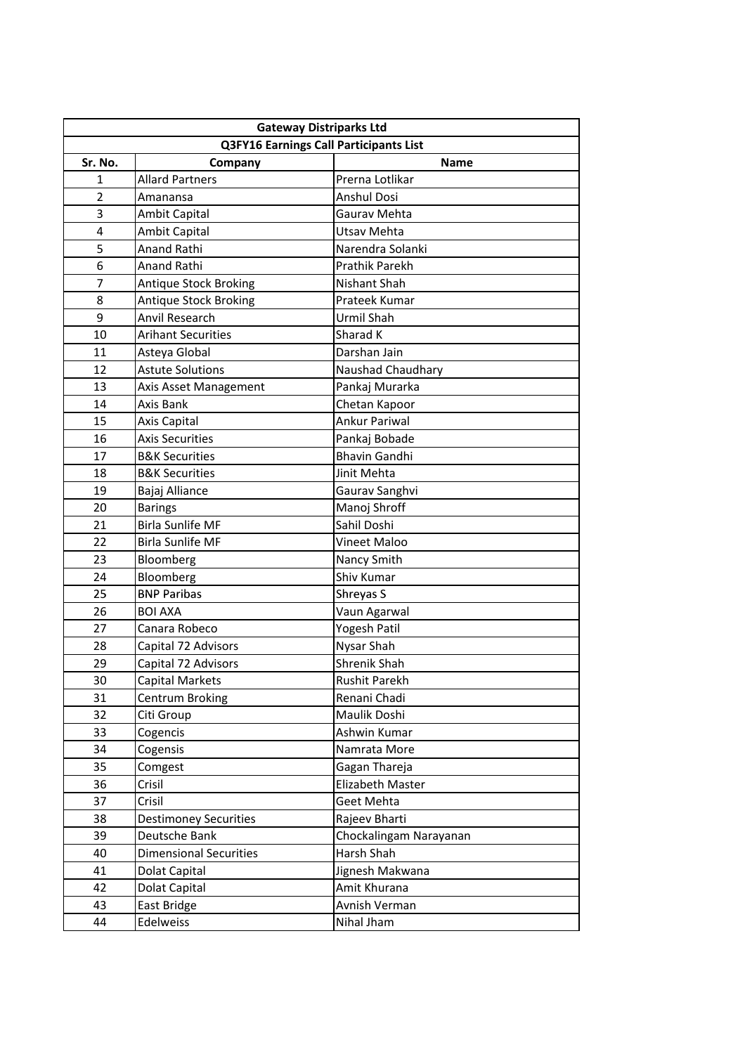| Gateway Distriparks Ltd | | |
|---|---|---|
| **Q3FY16 Earnings Call Participants List** | | |
| **Sr. No.** | **Company** | **Name** |
| 1 | Allard Partners | Prerna Lotlikar |
| 2 | Amanansa | Anshul Dosi |
| 3 | Ambit Capital | Gaurav Mehta |
| 4 | Ambit Capital | Utsav Mehta |
| 5 | Anand Rathi | Narendra Solanki |
| 6 | Anand Rathi | Prathik Parekh |
| 7 | Antique Stock Broking | Nishant Shah |
| 8 | Antique Stock Broking | Prateek Kumar |
| 9 | Anvil Research | Urmil Shah |
| 10 | Arihant Securities | Sharad K |
| 11 | Asteya Global | Darshan Jain |
| 12 | Astute Solutions | Naushad Chaudhary |
| 13 | Axis Asset Management | Pankaj Murarka |
| 14 | Axis Bank | Chetan Kapoor |
| 15 | Axis Capital | Ankur Pariwal |
| 16 | Axis Securities | Pankaj Bobade |
| 17 | B&K Securities | Bhavin Gandhi |
| 18 | B&K Securities | Jinit Mehta |
| 19 | Bajaj Alliance | Gaurav Sanghvi |
| 20 | Barings | Manoj Shroff |
| 21 | Birla Sunlife MF | Sahil Doshi |
| 22 | Birla Sunlife MF | Vineet Maloo |
| 23 | Bloomberg | Nancy Smith |
| 24 | Bloomberg | Shiv Kumar |
| 25 | BNP Paribas | Shreyas S |
| 26 | BOI AXA | Vaun Agarwal |
| 27 | Canara Robeco | Yogesh Patil |
| 28 | Capital 72 Advisors | Nysar Shah |
| 29 | Capital 72 Advisors | Shrenik Shah |
| 30 | Capital Markets | Rushit Parekh |
| 31 | Centrum Broking | Renani Chadi |
| 32 | Citi Group | Maulik Doshi |
| 33 | Cogencis | Ashwin Kumar |
| 34 | Cogensis | Namrata More |
| 35 | Comgest | Gagan Thareja |
| 36 | Crisil | Elizabeth Master |
| 37 | Crisil | Geet Mehta |
| 38 | Destimoney Securities | Rajeev Bharti |
| 39 | Deutsche Bank | Chockalingam Narayanan |
| 40 | Dimensional Securities | Harsh Shah |
| 41 | Dolat Capital | Jignesh Makwana |
| 42 | Dolat Capital | Amit Khurana |
| 43 | East Bridge | Avnish Verman |
| 44 | Edelweiss | Nihal Jham |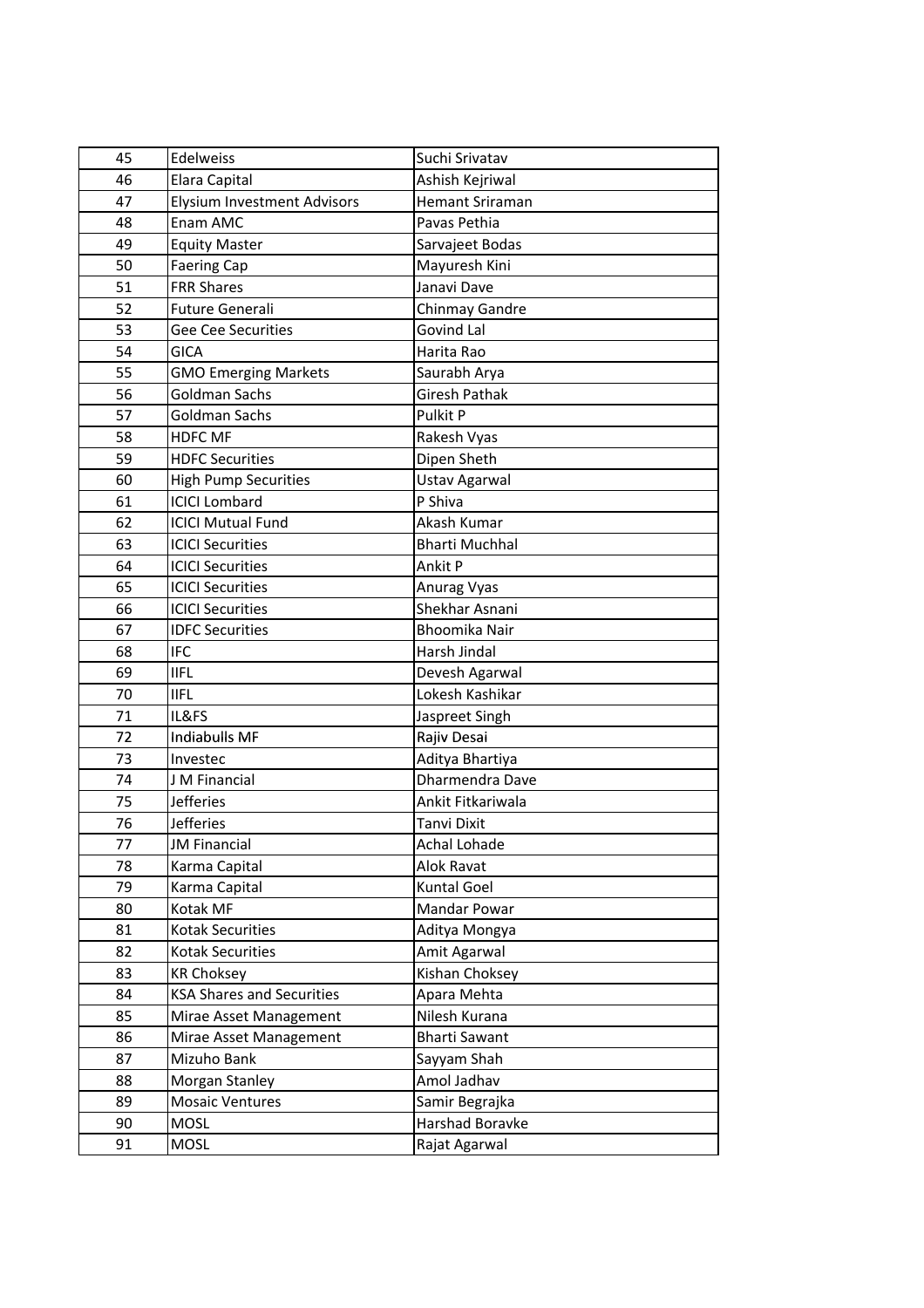| 45 | Edelweiss | Suchi Srivatav |
|---|---|---|
| 46 | Elara Capital | Ashish Kejriwal |
| 47 | Elysium Investment Advisors | Hemant Sriraman |
| 48 | Enam AMC | Pavas Pethia |
| 49 | Equity Master | Sarvajeet Bodas |
| 50 | Faering Cap | Mayuresh Kini |
| 51 | FRR Shares | Janavi Dave |
| 52 | Future Generali | Chinmay Gandre |
| 53 | Gee Cee Securities | Govind Lal |
| 54 | GICA | Harita Rao |
| 55 | GMO Emerging Markets | Saurabh Arya |
| 56 | Goldman Sachs | Giresh Pathak |
| 57 | Goldman Sachs | Pulkit P |
| 58 | HDFC MF | Rakesh Vyas |
| 59 | HDFC Securities | Dipen Sheth |
| 60 | High Pump Securities | Ustav Agarwal |
| 61 | ICICI Lombard | P Shiva |
| 62 | ICICI Mutual Fund | Akash Kumar |
| 63 | ICICI Securities | Bharti Muchhal |
| 64 | ICICI Securities | Ankit P |
| 65 | ICICI Securities | Anurag Vyas |
| 66 | ICICI Securities | Shekhar Asnani |
| 67 | IDFC Securities | Bhoomika Nair |
| 68 | IFC | Harsh Jindal |
| 69 | IIFL | Devesh Agarwal |
| 70 | IIFL | Lokesh Kashikar |
| 71 | IL&FS | Jaspreet Singh |
| 72 | Indiabulls MF | Rajiv Desai |
| 73 | Investec | Aditya Bhartiya |
| 74 | J M Financial | Dharmendra Dave |
| 75 | Jefferies | Ankit Fitkariwala |
| 76 | Jefferies | Tanvi Dixit |
| 77 | JM Financial | Achal Lohade |
| 78 | Karma Capital | Alok Ravat |
| 79 | Karma Capital | Kuntal Goel |
| 80 | Kotak MF | Mandar Powar |
| 81 | Kotak Securities | Aditya Mongya |
| 82 | Kotak Securities | Amit Agarwal |
| 83 | KR Choksey | Kishan Choksey |
| 84 | KSA Shares and Securities | Apara Mehta |
| 85 | Mirae Asset Management | Nilesh Kurana |
| 86 | Mirae Asset Management | Bharti Sawant |
| 87 | Mizuho Bank | Sayyam Shah |
| 88 | Morgan Stanley | Amol Jadhav |
| 89 | Mosaic Ventures | Samir Begrajka |
| 90 | MOSL | Harshad Boravke |
| 91 | MOSL | Rajat Agarwal |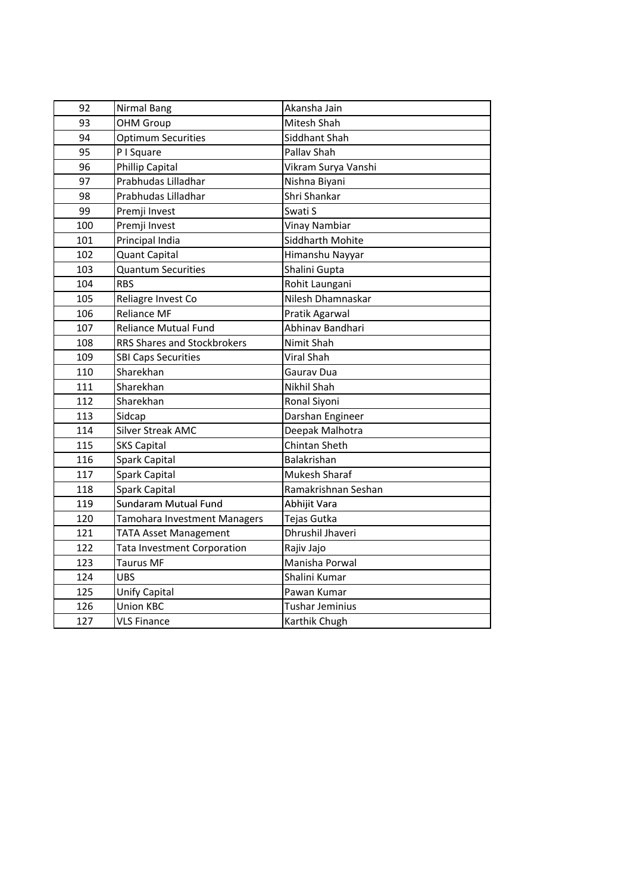| | | |
|---|---|---|
| 92 | Nirmal Bang | Akansha Jain |
| 93 | OHM Group | Mitesh Shah |
| 94 | Optimum Securities | Siddhant Shah |
| 95 | P I Square | Pallav Shah |
| 96 | Phillip Capital | Vikram Surya Vanshi |
| 97 | Prabhudas Lilladhar | Nishna Biyani |
| 98 | Prabhudas Lilladhar | Shri Shankar |
| 99 | Premji Invest | Swati S |
| 100 | Premji Invest | Vinay Nambiar |
| 101 | Principal India | Siddharth Mohite |
| 102 | Quant Capital | Himanshu Nayyar |
| 103 | Quantum Securities | Shalini Gupta |
| 104 | RBS | Rohit Laungani |
| 105 | Reliagre Invest Co | Nilesh Dhamnaskar |
| 106 | Reliance MF | Pratik Agarwal |
| 107 | Reliance Mutual Fund | Abhinav Bandhari |
| 108 | RRS Shares and Stockbrokers | Nimit Shah |
| 109 | SBI Caps Securities | Viral Shah |
| 110 | Sharekhan | Gaurav Dua |
| 111 | Sharekhan | Nikhil Shah |
| 112 | Sharekhan | Ronal Siyoni |
| 113 | Sidcap | Darshan Engineer |
| 114 | Silver Streak AMC | Deepak Malhotra |
| 115 | SKS Capital | Chintan Sheth |
| 116 | Spark Capital | Balakrishan |
| 117 | Spark Capital | Mukesh Sharaf |
| 118 | Spark Capital | Ramakrishnan Seshan |
| 119 | Sundaram Mutual Fund | Abhijit Vara |
| 120 | Tamohara Investment Managers | Tejas Gutka |
| 121 | TATA Asset Management | Dhrushil Jhaveri |
| 122 | Tata Investment Corporation | Rajiv Jajo |
| 123 | Taurus MF | Manisha Porwal |
| 124 | UBS | Shalini Kumar |
| 125 | Unify Capital | Pawan Kumar |
| 126 | Union KBC | Tushar Jeminius |
| 127 | VLS Finance | Karthik Chugh |